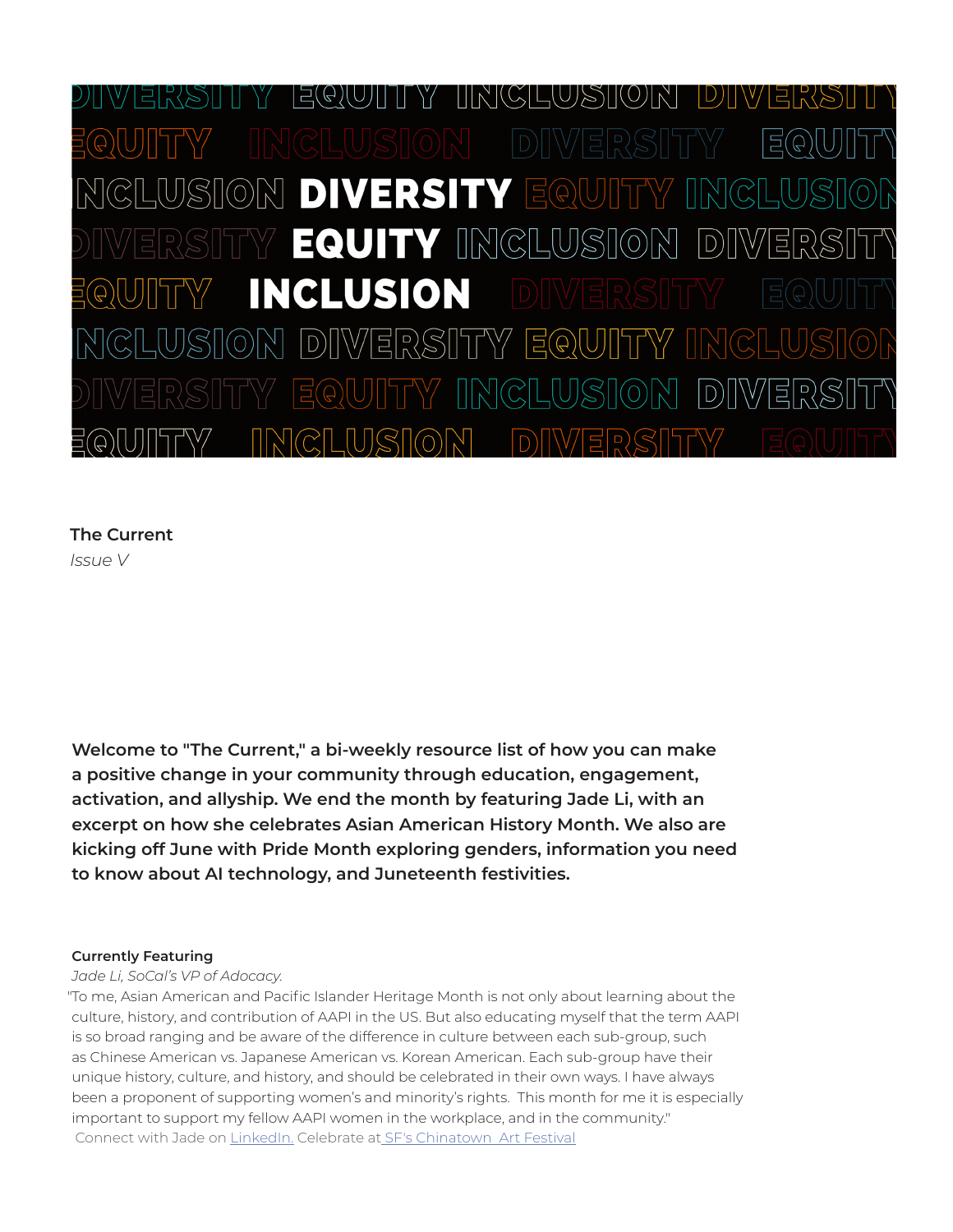**The Current**

*Issue V*

**Welcome to "The Current," a bi-weekly resource list of how you can make a positive change in your community through education, engagement, activation, and allyship. We end the month by featuring Jade Li, with an excerpt on how she celebrates Asian American History Month. We also are kicking off June with Pride Month exploring genders, information you need to know about AI technology, and Juneteenth festivities.**

**Currently Featuring**

*Jade Li, SoCal's VP of Adocacy.*

"To me, Asian American and Pacific Islander Heritage Month is not only about learning about the culture, history, and contribution of AAPI in the US. But also educating myself that the term AAPI is so broad ranging and be aware of the difference in culture between each sub-group, such as Chinese American vs. Japanese American vs. Korean American. Each sub-group have their unique history, culture, and history, and should be celebrated in their own ways. I have always been a proponent of supporting women's and minority's rights. This month for me it is especially important to support my fellow AAPI women in the workplace, and in the community."

Connect with Jade on LinkedIn. Celebrate at SF's Chinatown Art Festival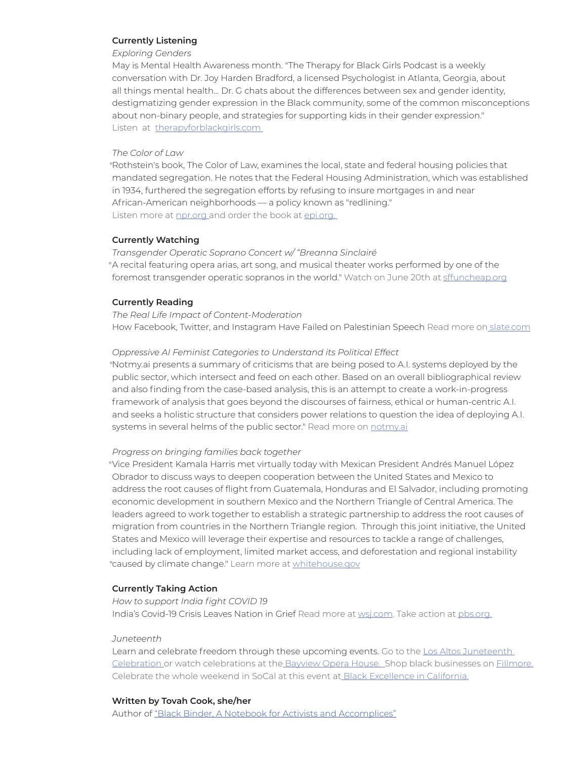**Currently Listening**

*Exploring Genders*

May is Mental Health Awareness month. "The Therapy for Black Girls Podcast is a weekly conversation with Dr. Joy Harden Bradford, a licensed Psychologist in Atlanta, Georgia, about all things mental health… Dr. G chats about the differences between sex and gender identity, destigmatizing gender expression in the Black community, some of the common misconceptions about non-binary people, and strategies for supporting kids in their gender expression."

Listen at therapyforblackgirls.com

*The Color of Law*

"Rothstein's book, The Color of Law, examines the local, state and federal housing policies that mandated segregation. He notes that the Federal Housing Administration, which was established in 1934, furthered the segregation efforts by refusing to insure mortgages in and near African-American neighborhoods — a policy known as "redlining."

Listen more at npr.org and order the book at epi.org.

**Currently Watching**

*Transgender Operatic Soprano Concert w/ "Breanna Sinclairé*

"A recital featuring opera arias, art song, and musical theater works performed by one of the foremost transgender operatic sopranos in the world." Watch on June 20th at sffuncheap.org

**Currently Reading**

*The Real Life Impact of Content-Moderation*

How Facebook, Twitter, and Instagram Have Failed on Palestinian Speech Read more on slate.com

*Oppressive AI Feminist Categories to Understand its Political Effect*

"Notmy.ai presents a summary of criticisms that are being posed to A.I. systems deployed by the public sector, which intersect and feed on each other. Based on an overall bibliographical review and also finding from the case-based analysis, this is an attempt to create a work-in-progress framework of analysis that goes beyond the discourses of fairness, ethical or human-centric A.I. and seeks a holistic structure that considers power relations to question the idea of deploying A.I. systems in several helms of the public sector." Read more on notmy.ai

*Progress on bringing families back together*

"Vice President Kamala Harris met virtually today with Mexican President Andrés Manuel López Obrador to discuss ways to deepen cooperation between the United States and Mexico to address the root causes of flight from Guatemala, Honduras and El Salvador, including promoting economic development in southern Mexico and the Northern Triangle of Central America. The leaders agreed to work together to establish a strategic partnership to address the root causes of migration from countries in the Northern Triangle region. Through this joint initiative, the United States and Mexico will leverage their expertise and resources to tackle a range of challenges, including lack of employment, limited market access, and deforestation and regional instability "caused by climate change." Learn more at whitehouse.gov

**Currently Taking Action**

*How to support India fight COVID 19*

India's Covid-19 Crisis Leaves Nation in Grief Read more at wsj.com. Take action at pbs.org.

*Juneteenth*

Learn and celebrate freedom through these upcoming events. Go to the Los Altos Juneteenth Celebration or watch celebrations at the Bayview Opera House. Shop black businesses on Fillmore. Celebrate the whole weekend in SoCal at this event at Black Excellence in California.

**Written by Tovah Cook, she/her**

Author of "Black Binder, A Notebook for Activists and Accomplices"